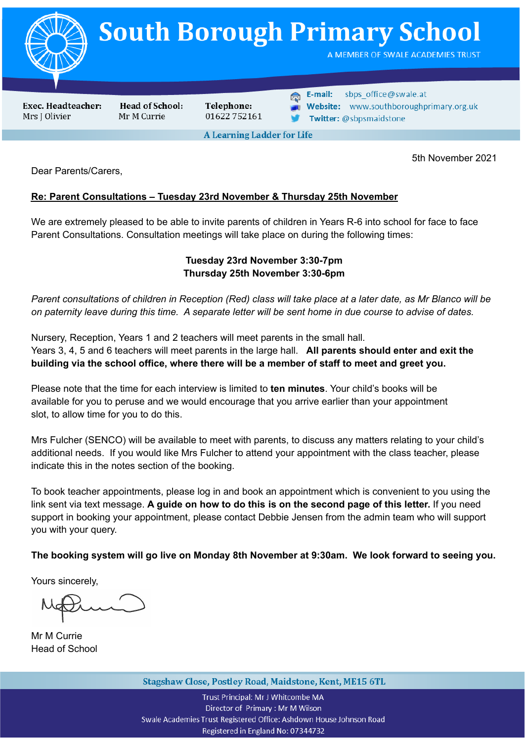# South Borough Primary School

A MEMBER OF SWALE ACADEMIES TRUST

**Exec. Headteacher:** Mrs J Olivier
**Head of School:** Mr M Currie
**Telephone:** 01622 752161
**E-mail:** sbps_office@swale.at
**Website:** www.southboroughprimary.org.uk
**Twitter:** @sbpsmaidstone

A Learning Ladder for Life

5th November 2021

Dear Parents/Carers,

**Re: Parent Consultations – Tuesday 23rd November & Thursday 25th November**

We are extremely pleased to be able to invite parents of children in Years R-6 into school for face to face Parent Consultations. Consultation meetings will take place on during the following times:

**Tuesday 23rd November 3:30-7pm**
**Thursday 25th November 3:30-6pm**

*Parent consultations of children in Reception (Red) class will take place at a later date, as Mr Blanco will be on paternity leave during this time. A separate letter will be sent home in due course to advise of dates.*

Nursery, Reception, Years 1 and 2 teachers will meet parents in the small hall.
Years 3, 4, 5 and 6 teachers will meet parents in the large hall. **All parents should enter and exit the building via the school office, where there will be a member of staff to meet and greet you.**

Please note that the time for each interview is limited to **ten minutes**. Your child's books will be available for you to peruse and we would encourage that you arrive earlier than your appointment slot, to allow time for you to do this.

Mrs Fulcher (SENCO) will be available to meet with parents, to discuss any matters relating to your child's additional needs. If you would like Mrs Fulcher to attend your appointment with the class teacher, please indicate this in the notes section of the booking.

To book teacher appointments, please log in and book an appointment which is convenient to you using the link sent via text message. **A guide on how to do this is on the second page of this letter.** If you need support in booking your appointment, please contact Debbie Jensen from the admin team who will support you with your query.

**The booking system will go live on Monday 8th November at 9:30am. We look forward to seeing you.**

Yours sincerely,

Mr M Currie
Head of School

Stagshaw Close, Postley Road, Maidstone, Kent, ME15 6TL

Trust Principal: Mr J Whitcombe MA
Director of Primary : Mr M Wilson
Swale Academies Trust Registered Office: Ashdown House Johnson Road
Registered in England No: 07344732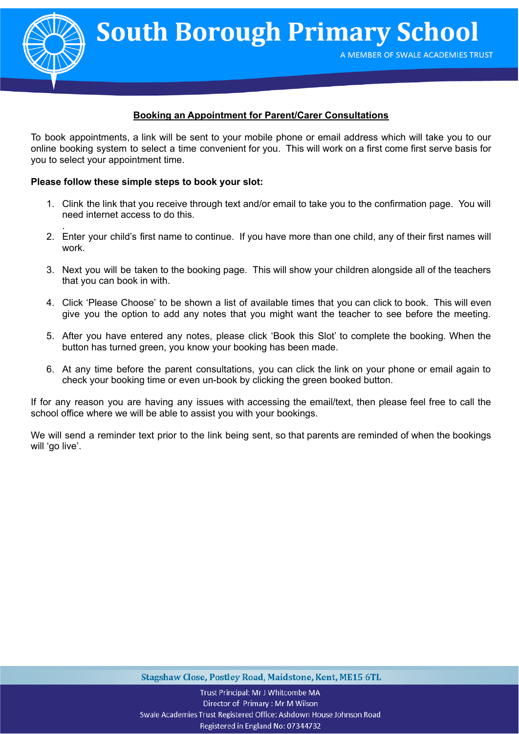# South Borough Primary School

A MEMBER OF SWALE ACADEMIES TRUST

**Booking an Appointment for Parent/Carer Consultations**

To book appointments, a link will be sent to your mobile phone or email address which will take you to our online booking system to select a time convenient for you. This will work on a first come first serve basis for you to select your appointment time.

**Please follow these simple steps to book your slot:**

1. Clink the link that you receive through text and/or email to take you to the confirmation page. You will need internet access to do this.
.
2. Enter your child's first name to continue. If you have more than one child, any of their first names will work.

3. Next you will be taken to the booking page. This will show your children alongside all of the teachers that you can book in with.

4. Click 'Please Choose' to be shown a list of available times that you can click to book. This will even give you the option to add any notes that you might want the teacher to see before the meeting.

5. After you have entered any notes, please click 'Book this Slot' to complete the booking. When the button has turned green, you know your booking has been made.

6. At any time before the parent consultations, you can click the link on your phone or email again to check your booking time or even un-book by clicking the green booked button.

If for any reason you are having any issues with accessing the email/text, then please feel free to call the school office where we will be able to assist you with your bookings.

We will send a reminder text prior to the link being sent, so that parents are reminded of when the bookings will 'go live'.

Stagshaw Close, Postley Road, Maidstone, Kent, ME15 6TL

Trust Principal: Mr J Whitcombe MA
Director of Primary : Mr M Wilson
Swale Academies Trust Registered Office: Ashdown House Johnson Road
Registered in England No: 07344732